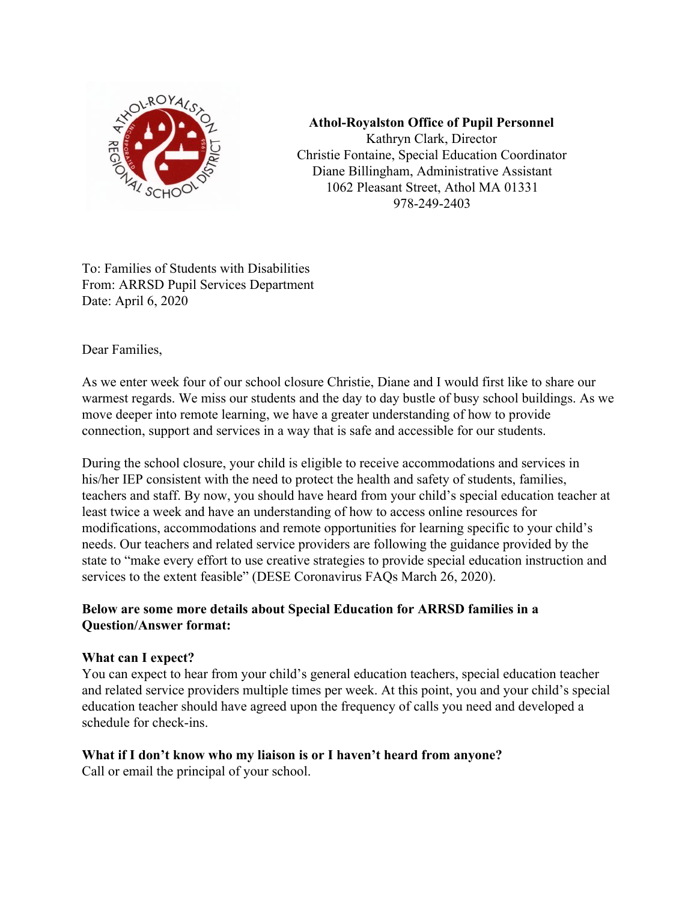**Athol-Royalston Office of Pupil Personnel**
Kathryn Clark, Director
Christie Fontaine, Special Education Coordinator
Diane Billingham, Administrative Assistant
1062 Pleasant Street, Athol MA 01331
978-249-2403

To: Families of Students with Disabilities
From: ARRSD Pupil Services Department
Date: April 6, 2020

Dear Families,

As we enter week four of our school closure Christie, Diane and I would first like to share our warmest regards. We miss our students and the day to day bustle of busy school buildings. As we move deeper into remote learning, we have a greater understanding of how to provide connection, support and services in a way that is safe and accessible for our students.

During the school closure, your child is eligible to receive accommodations and services in his/her IEP consistent with the need to protect the health and safety of students, families, teachers and staff. By now, you should have heard from your child's special education teacher at least twice a week and have an understanding of how to access online resources for modifications, accommodations and remote opportunities for learning specific to your child's needs. Our teachers and related service providers are following the guidance provided by the state to "make every effort to use creative strategies to provide special education instruction and services to the extent feasible" (DESE Coronavirus FAQs March 26, 2020).

**Below are some more details about Special Education for ARRSD families in a Question/Answer format:**

**What can I expect?**
You can expect to hear from your child's general education teachers, special education teacher and related service providers multiple times per week. At this point, you and your child's special education teacher should have agreed upon the frequency of calls you need and developed a schedule for check-ins.

**What if I don't know who my liaison is or I haven't heard from anyone?**
Call or email the principal of your school.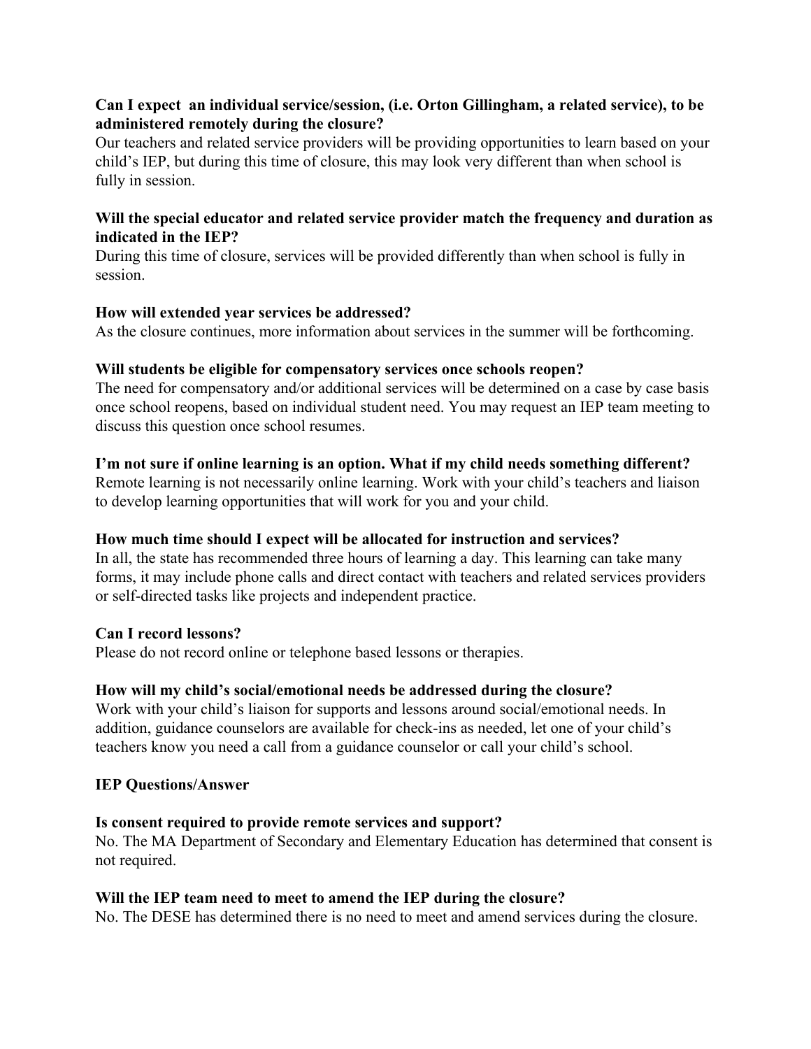**Can I expect  an individual service/session, (i.e. Orton Gillingham, a related service), to be administered remotely during the closure?**

Our teachers and related service providers will be providing opportunities to learn based on your child's IEP, but during this time of closure, this may look very different than when school is fully in session.

**Will the special educator and related service provider match the frequency and duration as indicated in the IEP?**

During this time of closure, services will be provided differently than when school is fully in session.

**How will extended year services be addressed?**

As the closure continues, more information about services in the summer will be forthcoming.

**Will students be eligible for compensatory services once schools reopen?**

The need for compensatory and/or additional services will be determined on a case by case basis once school reopens, based on individual student need. You may request an IEP team meeting to discuss this question once school resumes.

**I'm not sure if online learning is an option. What if my child needs something different?**

Remote learning is not necessarily online learning. Work with your child's teachers and liaison to develop learning opportunities that will work for you and your child.

**How much time should I expect will be allocated for instruction and services?**

In all, the state has recommended three hours of learning a day. This learning can take many forms, it may include phone calls and direct contact with teachers and related services providers or self-directed tasks like projects and independent practice.

**Can I record lessons?**

Please do not record online or telephone based lessons or therapies.

**How will my child's social/emotional needs be addressed during the closure?**

Work with your child's liaison for supports and lessons around social/emotional needs. In addition, guidance counselors are available for check-ins as needed, let one of your child's teachers know you need a call from a guidance counselor or call your child's school.

**IEP Questions/Answer**

**Is consent required to provide remote services and support?**

No. The MA Department of Secondary and Elementary Education has determined that consent is not required.

**Will the IEP team need to meet to amend the IEP during the closure?**

No. The DESE has determined there is no need to meet and amend services during the closure.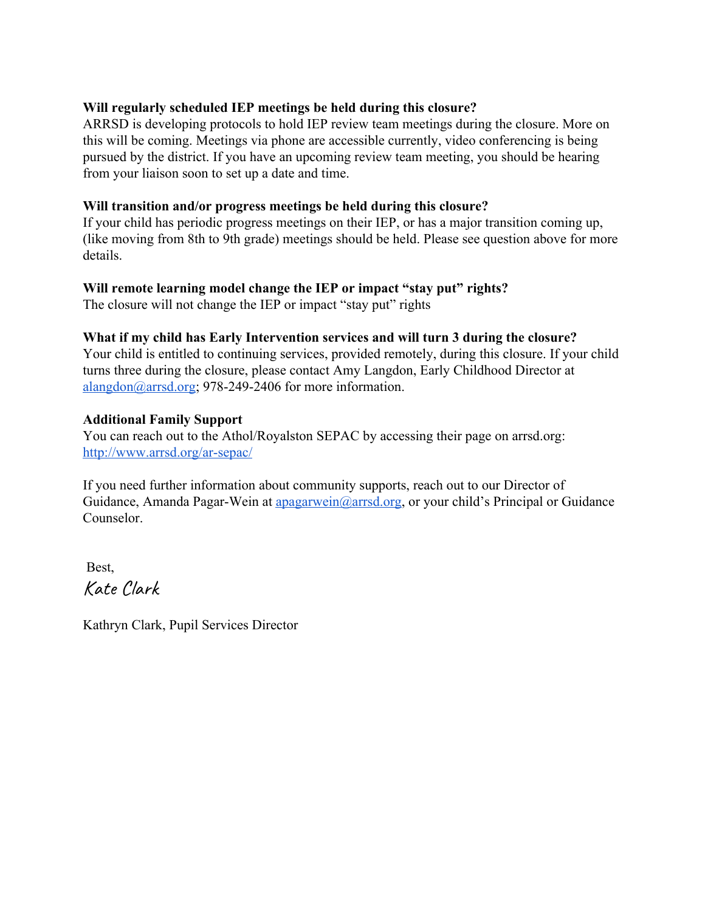**Will regularly scheduled IEP meetings be held during this closure?**
ARRSD is developing protocols to hold IEP review team meetings during the closure. More on this will be coming. Meetings via phone are accessible currently, video conferencing is being pursued by the district. If you have an upcoming review team meeting, you should be hearing from your liaison soon to set up a date and time.

**Will transition and/or progress meetings be held during this closure?**
If your child has periodic progress meetings on their IEP, or has a major transition coming up, (like moving from 8th to 9th grade) meetings should be held. Please see question above for more details.

**Will remote learning model change the IEP or impact "stay put" rights?**
The closure will not change the IEP or impact "stay put" rights

**What if my child has Early Intervention services and will turn 3 during the closure?**
Your child is entitled to continuing services, provided remotely, during this closure. If your child turns three during the closure, please contact Amy Langdon, Early Childhood Director at alangdon@arrsd.org; 978-249-2406 for more information.

**Additional Family Support**
You can reach out to the Athol/Royalston SEPAC by accessing their page on arrsd.org: http://www.arrsd.org/ar-sepac/

If you need further information about community supports, reach out to our Director of Guidance, Amanda Pagar-Wein at apagarwein@arrsd.org, or your child's Principal or Guidance Counselor.

Best,

*Kate Clark*

Kathryn Clark, Pupil Services Director